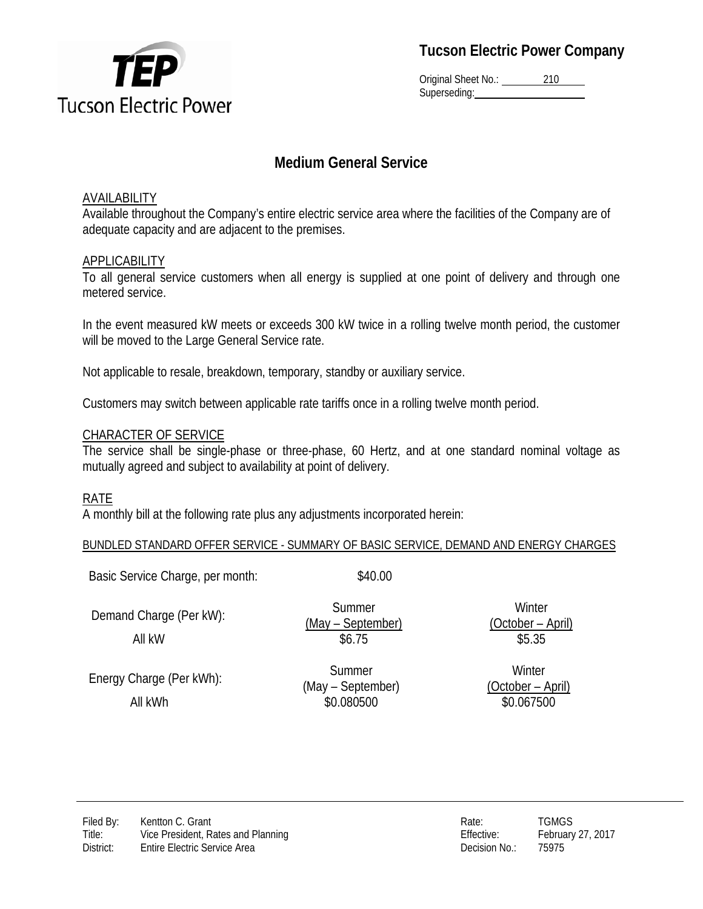**Tucson Electric Power Company**

Original Sheet No.: 210
Superseding:

# Medium General Service

## AVAILABILITY

Available throughout the Company's entire electric service area where the facilities of the Company are of adequate capacity and are adjacent to the premises.

## APPLICABILITY

To all general service customers when all energy is supplied at one point of delivery and through one metered service.

In the event measured kW meets or exceeds 300 kW twice in a rolling twelve month period, the customer will be moved to the Large General Service rate.

Not applicable to resale, breakdown, temporary, standby or auxiliary service.

Customers may switch between applicable rate tariffs once in a rolling twelve month period.

## CHARACTER OF SERVICE

The service shall be single-phase or three-phase, 60 Hertz, and at one standard nominal voltage as mutually agreed and subject to availability at point of delivery.

## RATE

A monthly bill at the following rate plus any adjustments incorporated herein:

BUNDLED STANDARD OFFER SERVICE - SUMMARY OF BASIC SERVICE, DEMAND AND ENERGY CHARGES

| | Summer (May – September) | Winter (October – April) |
|---|---|---|
| Basic Service Charge, per month: | $40.00 | |
| Demand Charge (Per kW): All kW | $6.75 | $5.35 |
| Energy Charge (Per kWh): All kWh | $0.080500 | $0.067500 |

Filed By: Kentton C. Grant
Title: Vice President, Rates and Planning
District: Entire Electric Service Area

Rate: TGMGS
Effective: February 27, 2017
Decision No.: 75975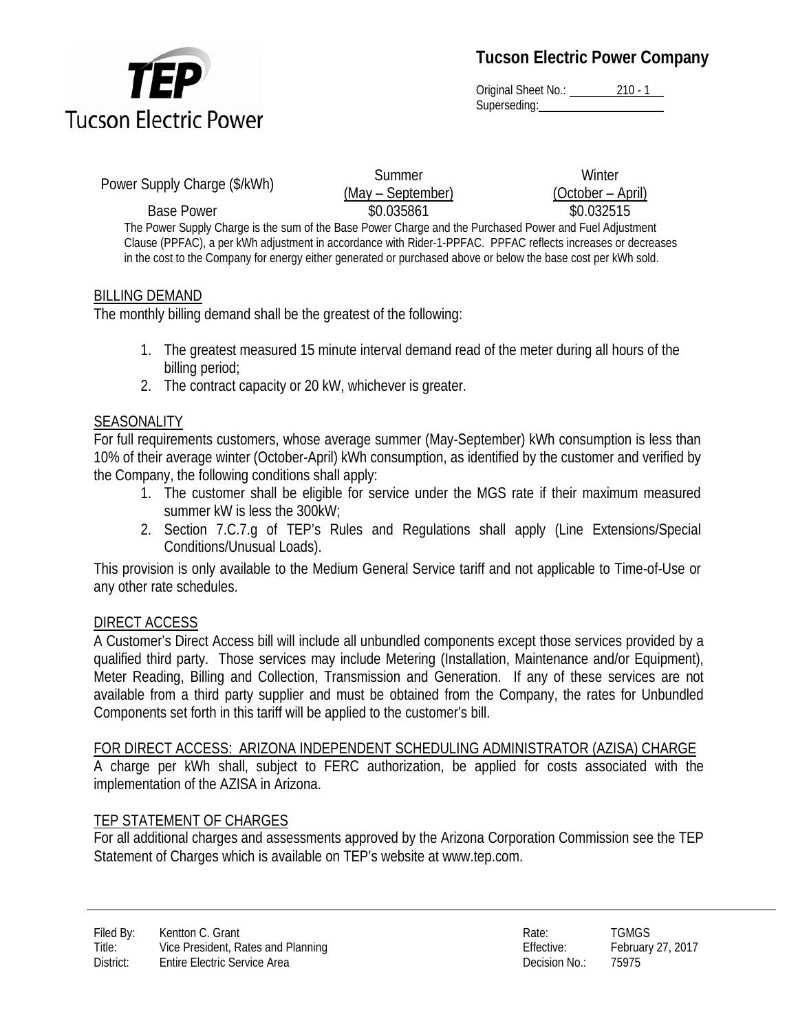| Power Supply Charge ($/kWh) | Summer (May – September) | Winter (October – April) |
|---|---|---|
| Base Power | $0.035861 | $0.032515 |

The Power Supply Charge is the sum of the Base Power Charge and the Purchased Power and Fuel Adjustment Clause (PPFAC), a per kWh adjustment in accordance with Rider-1-PPFAC. PPFAC reflects increases or decreases in the cost to the Company for energy either generated or purchased above or below the base cost per kWh sold.

## BILLING DEMAND

The monthly billing demand shall be the greatest of the following:

1. The greatest measured 15 minute interval demand read of the meter during all hours of the billing period;
2. The contract capacity or 20 kW, whichever is greater.

## SEASONALITY

For full requirements customers, whose average summer (May-September) kWh consumption is less than 10% of their average winter (October-April) kWh consumption, as identified by the customer and verified by the Company, the following conditions shall apply:

1. The customer shall be eligible for service under the MGS rate if their maximum measured summer kW is less the 300kW;
2. Section 7.C.7.g of TEP's Rules and Regulations shall apply (Line Extensions/Special Conditions/Unusual Loads).

This provision is only available to the Medium General Service tariff and not applicable to Time-of-Use or any other rate schedules.

## DIRECT ACCESS

A Customer's Direct Access bill will include all unbundled components except those services provided by a qualified third party. Those services may include Metering (Installation, Maintenance and/or Equipment), Meter Reading, Billing and Collection, Transmission and Generation. If any of these services are not available from a third party supplier and must be obtained from the Company, the rates for Unbundled Components set forth in this tariff will be applied to the customer's bill.

## FOR DIRECT ACCESS: ARIZONA INDEPENDENT SCHEDULING ADMINISTRATOR (AZISA) CHARGE

A charge per kWh shall, subject to FERC authorization, be applied for costs associated with the implementation of the AZISA in Arizona.

## TEP STATEMENT OF CHARGES

For all additional charges and assessments approved by the Arizona Corporation Commission see the TEP Statement of Charges which is available on TEP's website at www.tep.com.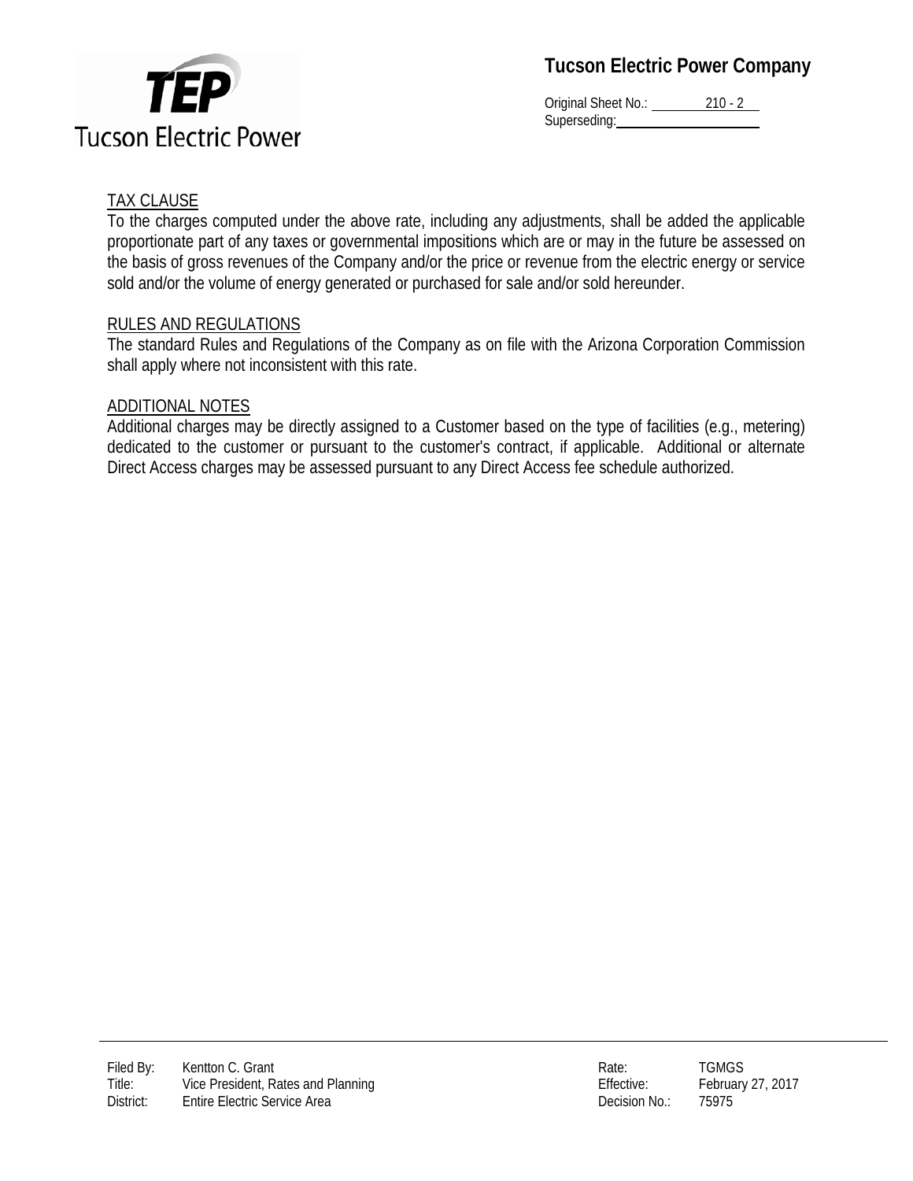## TAX CLAUSE

To the charges computed under the above rate, including any adjustments, shall be added the applicable proportionate part of any taxes or governmental impositions which are or may in the future be assessed on the basis of gross revenues of the Company and/or the price or revenue from the electric energy or service sold and/or the volume of energy generated or purchased for sale and/or sold hereunder.

## RULES AND REGULATIONS

The standard Rules and Regulations of the Company as on file with the Arizona Corporation Commission shall apply where not inconsistent with this rate.

## ADDITIONAL NOTES

Additional charges may be directly assigned to a Customer based on the type of facilities (e.g., metering) dedicated to the customer or pursuant to the customer's contract, if applicable. Additional or alternate Direct Access charges may be assessed pursuant to any Direct Access fee schedule authorized.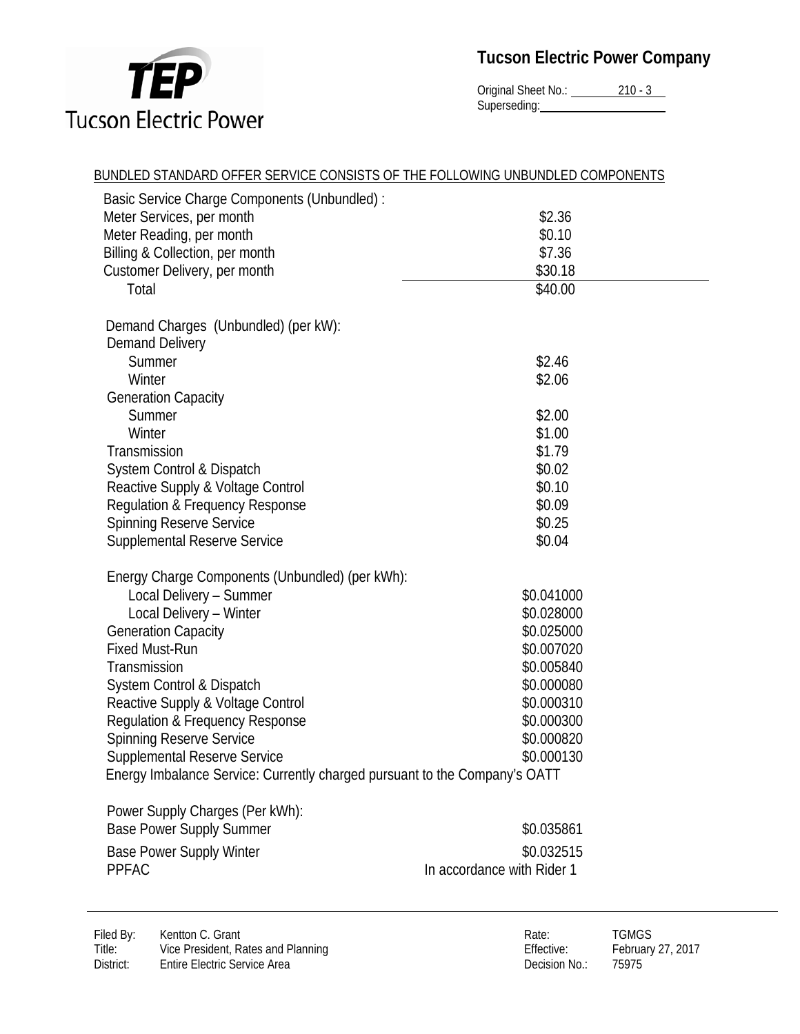**Tucson Electric Power Company**

Original Sheet No.: 210 - 3
Superseding:

BUNDLED STANDARD OFFER SERVICE CONSISTS OF THE FOLLOWING UNBUNDLED COMPONENTS

| | |
|---|---|
| Basic Service Charge Components (Unbundled) : | |
| Meter Services, per month | $2.36 |
| Meter Reading, per month | $0.10 |
| Billing & Collection, per month | $7.36 |
| Customer Delivery, per month | $30.18 |
| Total | $40.00 |
| | |
| Demand Charges (Unbundled) (per kW): | |
| Demand Delivery | |
| Summer | $2.46 |
| Winter | $2.06 |
| Generation Capacity | |
| Summer | $2.00 |
| Winter | $1.00 |
| Transmission | $1.79 |
| System Control & Dispatch | $0.02 |
| Reactive Supply & Voltage Control | $0.10 |
| Regulation & Frequency Response | $0.09 |
| Spinning Reserve Service | $0.25 |
| Supplemental Reserve Service | $0.04 |
| | |
| Energy Charge Components (Unbundled) (per kWh): | |
| Local Delivery – Summer | $0.041000 |
| Local Delivery – Winter | $0.028000 |
| Generation Capacity | $0.025000 |
| Fixed Must-Run | $0.007020 |
| Transmission | $0.005840 |
| System Control & Dispatch | $0.000080 |
| Reactive Supply & Voltage Control | $0.000310 |
| Regulation & Frequency Response | $0.000300 |
| Spinning Reserve Service | $0.000820 |
| Supplemental Reserve Service | $0.000130 |
| Energy Imbalance Service: Currently charged pursuant to the Company's OATT | |
| | |
| Power Supply Charges (Per kWh): | |
| Base Power Supply Summer | $0.035861 |
| Base Power Supply Winter | $0.032515 |
| PPFAC | In accordance with Rider 1 |

| | | | |
|---|---|---|---|
| Filed By: | Kentton C. Grant | Rate: | TGMGS |
| Title: | Vice President, Rates and Planning | Effective: | February 27, 2017 |
| District: | Entire Electric Service Area | Decision No.: | 75975 |